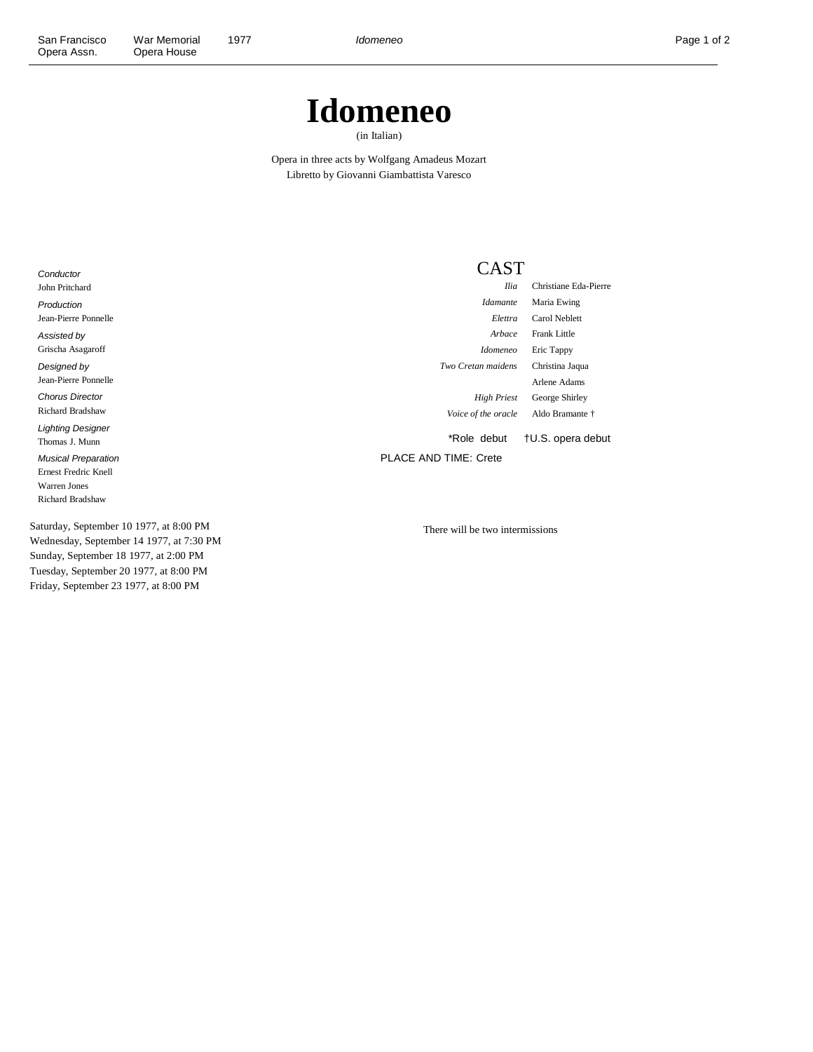# Idomeneo

(in Italian)

Opera in three acts by Wolfgang Amadeus Mozart
Libretto by Giovanni Giambattista Varesco

*Conductor*
John Pritchard

*Production*
Jean-Pierre Ponnelle

*Assisted by*
Grischa Asagaroff

*Designed by*
Jean-Pierre Ponnelle

*Chorus Director*
Richard Bradshaw

*Lighting Designer*
Thomas J. Munn

*Musical Preparation*
Ernest Fredric Knell
Warren Jones
Richard Bradshaw

## CAST

| | |
|---|---|
| *Ilia* | Christiane Eda-Pierre |
| *Idamante* | Maria Ewing |
| *Elettra* | Carol Neblett |
| *Arbace* | Frank Little |
| *Idomeneo* | Eric Tappy |
| *Two Cretan maidens* | Christina Jaqua |
| | Arlene Adams |
| *High Priest* | George Shirley |
| *Voice of the oracle* | Aldo Bramante † |

*Role debut †U.S. opera debut

PLACE AND TIME: Crete

Saturday, September 10 1977, at 8:00 PM
Wednesday, September 14 1977, at 7:30 PM
Sunday, September 18 1977, at 2:00 PM
Tuesday, September 20 1977, at 8:00 PM
Friday, September 23 1977, at 8:00 PM

There will be two intermissions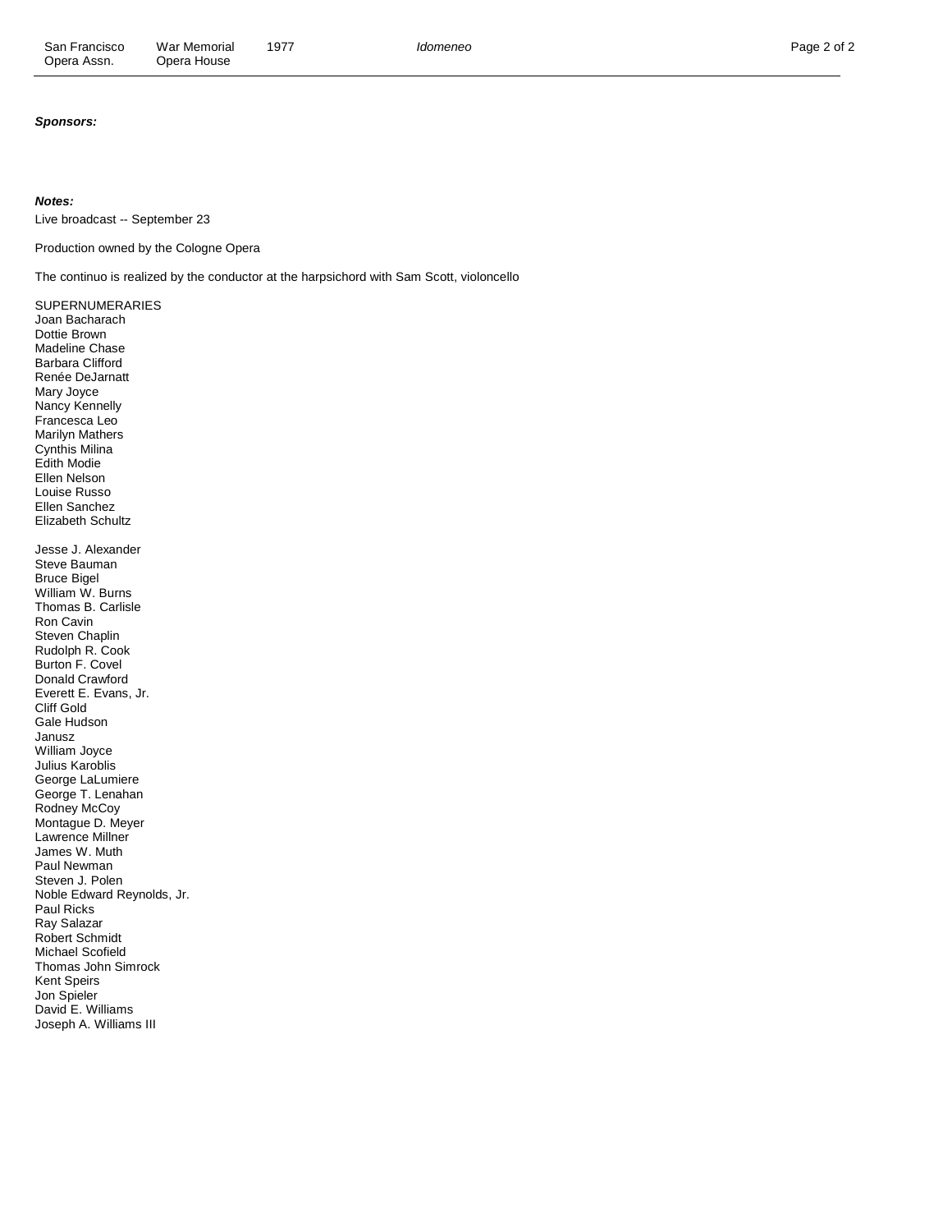***Sponsors:***

***Notes:***

Live broadcast -- September 23

Production owned by the Cologne Opera

The continuo is realized by the conductor at the harpsichord with Sam Scott, violoncello

SUPERNUMERARIES
Joan Bacharach
Dottie Brown
Madeline Chase
Barbara Clifford
Renée DeJarnatt
Mary Joyce
Nancy Kennelly
Francesca Leo
Marilyn Mathers
Cynthis Milina
Edith Modie
Ellen Nelson
Louise Russo
Ellen Sanchez
Elizabeth Schultz

Jesse J. Alexander
Steve Bauman
Bruce Bigel
William W. Burns
Thomas B. Carlisle
Ron Cavin
Steven Chaplin
Rudolph R. Cook
Burton F. Covel
Donald Crawford
Everett E. Evans, Jr.
Cliff Gold
Gale Hudson
Janusz
William Joyce
Julius Karoblis
George LaLumiere
George T. Lenahan
Rodney McCoy
Montague D. Meyer
Lawrence Millner
James W. Muth
Paul Newman
Steven J. Polen
Noble Edward Reynolds, Jr.
Paul Ricks
Ray Salazar
Robert Schmidt
Michael Scofield
Thomas John Simrock
Kent Speirs
Jon Spieler
David E. Williams
Joseph A. Williams III